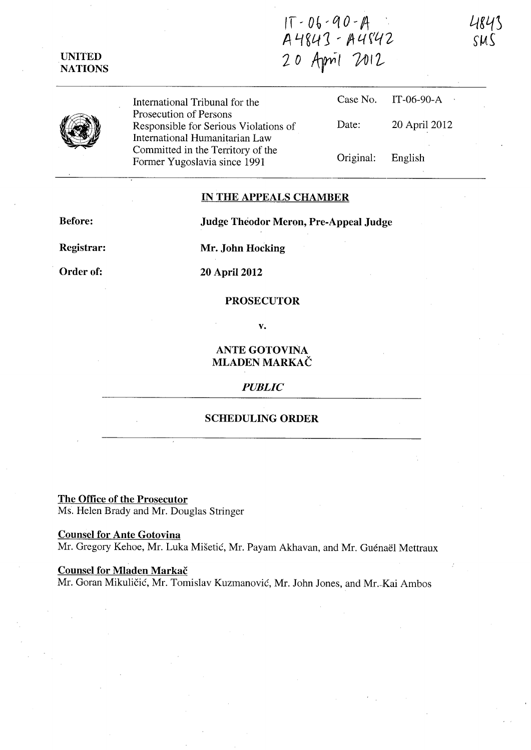IT-06-90-A
A4843 - A4842
20 April 2012

4843
SMS

UNITED NATIONS

| International Tribunal for the Prosecution of Persons Responsible for Serious Violations of International Humanitarian Law Committed in the Territory of the Former Yugoslavia since 1991 | Case No. | IT-06-90-A |
|---|---|---|
| | Date: | 20 April 2012 |
| | Original: | English |

**IN THE APPEALS CHAMBER**

**Before:** **Judge Theodor Meron, Pre-Appeal Judge**

**Registrar:** **Mr. John Hocking**

**Order of:** **20 April 2012**

**PROSECUTOR**

**v.**

**ANTE GOTOVINA**
**MLADEN MARKAČ**

***PUBLIC***

**SCHEDULING ORDER**

**The Office of the Prosecutor**
Ms. Helen Brady and Mr. Douglas Stringer

**Counsel for Ante Gotovina**
Mr. Gregory Kehoe, Mr. Luka Mišetić, Mr. Payam Akhavan, and Mr. Guénaël Mettraux

**Counsel for Mladen Markač**
Mr. Goran Mikuličić, Mr. Tomislav Kuzmanović, Mr. John Jones, and Mr. Kai Ambos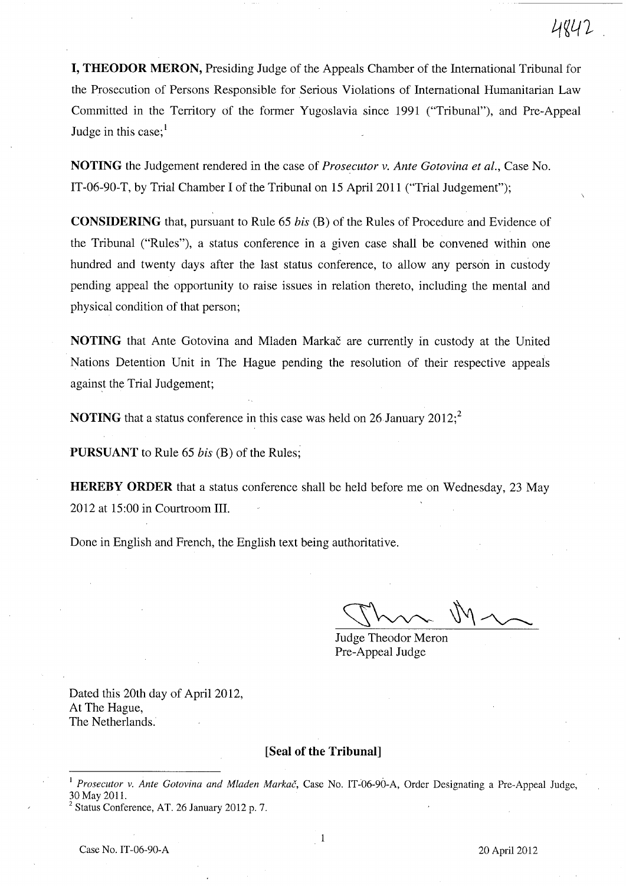**I, THEODOR MERON,** Presiding Judge of the Appeals Chamber of the International Tribunal for the Prosecution of Persons Responsible for Serious Violations of International Humanitarian Law Committed in the Territory of the former Yugoslavia since 1991 ("Tribunal"), and Pre-Appeal Judge in this case;[1]

**NOTING** the Judgement rendered in the case of *Prosecutor v. Ante Gotovina et al.*, Case No. IT-06-90-T, by Trial Chamber I of the Tribunal on 15 April 2011 ("Trial Judgement");

**CONSIDERING** that, pursuant to Rule 65 *bis* (B) of the Rules of Procedure and Evidence of the Tribunal ("Rules"), a status conference in a given case shall be convened within one hundred and twenty days after the last status conference, to allow any person in custody pending appeal the opportunity to raise issues in relation thereto, including the mental and physical condition of that person;

**NOTING** that Ante Gotovina and Mladen Markač are currently in custody at the United Nations Detention Unit in The Hague pending the resolution of their respective appeals against the Trial Judgement;

**NOTING** that a status conference in this case was held on 26 January 2012;[2]

**PURSUANT** to Rule 65 *bis* (B) of the Rules;

**HEREBY ORDER** that a status conference shall be held before me on Wednesday, 23 May 2012 at 15:00 in Courtroom III.

Done in English and French, the English text being authoritative.

Judge Theodor Meron
Pre-Appeal Judge

Dated this 20th day of April 2012,
At The Hague,
The Netherlands.

**[Seal of the Tribunal]**

[1] *Prosecutor v. Ante Gotovina and Mladen Markač*, Case No. IT-06-90-A, Order Designating a Pre-Appeal Judge, 30 May 2011.

[2] Status Conference, AT. 26 January 2012 p. 7.